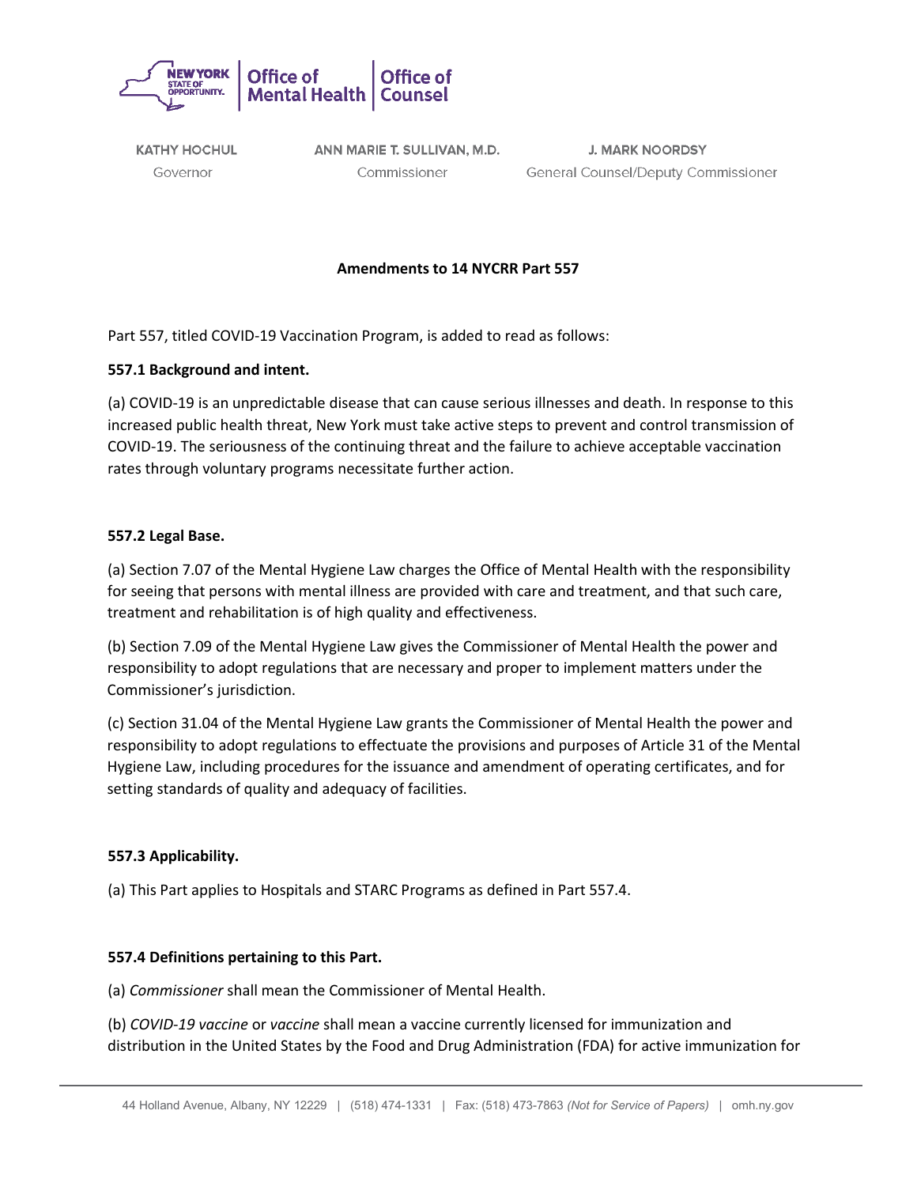Office of Mental Health | Office of Counsel

KATHY HOCHUL
Governor

ANN MARIE T. SULLIVAN, M.D.
Commissioner

J. MARK NOORDSY
General Counsel/Deputy Commissioner

**Amendments to 14 NYCRR Part 557**

Part 557, titled COVID-19 Vaccination Program, is added to read as follows:

**557.1 Background and intent.**

(a) COVID-19 is an unpredictable disease that can cause serious illnesses and death. In response to this increased public health threat, New York must take active steps to prevent and control transmission of COVID-19. The seriousness of the continuing threat and the failure to achieve acceptable vaccination rates through voluntary programs necessitate further action.

**557.2 Legal Base.**

(a) Section 7.07 of the Mental Hygiene Law charges the Office of Mental Health with the responsibility for seeing that persons with mental illness are provided with care and treatment, and that such care, treatment and rehabilitation is of high quality and effectiveness.

(b) Section 7.09 of the Mental Hygiene Law gives the Commissioner of Mental Health the power and responsibility to adopt regulations that are necessary and proper to implement matters under the Commissioner's jurisdiction.

(c) Section 31.04 of the Mental Hygiene Law grants the Commissioner of Mental Health the power and responsibility to adopt regulations to effectuate the provisions and purposes of Article 31 of the Mental Hygiene Law, including procedures for the issuance and amendment of operating certificates, and for setting standards of quality and adequacy of facilities.

**557.3 Applicability.**

(a) This Part applies to Hospitals and STARC Programs as defined in Part 557.4.

**557.4 Definitions pertaining to this Part.**

(a) *Commissioner* shall mean the Commissioner of Mental Health.

(b) *COVID-19 vaccine* or *vaccine* shall mean a vaccine currently licensed for immunization and distribution in the United States by the Food and Drug Administration (FDA) for active immunization for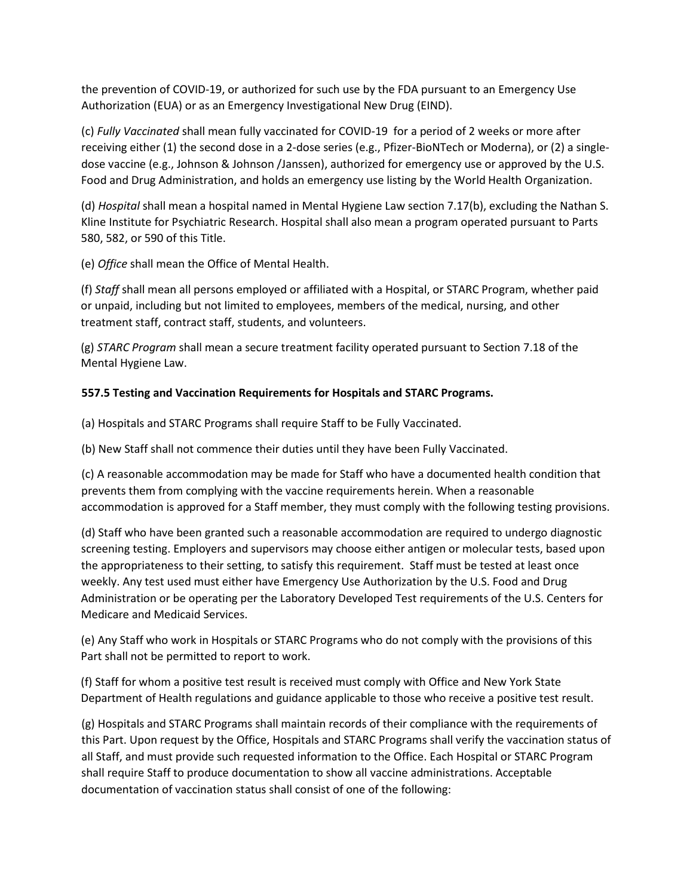the prevention of COVID-19, or authorized for such use by the FDA pursuant to an Emergency Use Authorization (EUA) or as an Emergency Investigational New Drug (EIND).

(c) *Fully Vaccinated* shall mean fully vaccinated for COVID-19 for a period of 2 weeks or more after receiving either (1) the second dose in a 2-dose series (e.g., Pfizer-BioNTech or Moderna), or (2) a single-dose vaccine (e.g., Johnson & Johnson /Janssen), authorized for emergency use or approved by the U.S. Food and Drug Administration, and holds an emergency use listing by the World Health Organization.

(d) *Hospital* shall mean a hospital named in Mental Hygiene Law section 7.17(b), excluding the Nathan S. Kline Institute for Psychiatric Research. Hospital shall also mean a program operated pursuant to Parts 580, 582, or 590 of this Title.

(e) *Office* shall mean the Office of Mental Health.

(f) *Staff* shall mean all persons employed or affiliated with a Hospital, or STARC Program, whether paid or unpaid, including but not limited to employees, members of the medical, nursing, and other treatment staff, contract staff, students, and volunteers.

(g) *STARC Program* shall mean a secure treatment facility operated pursuant to Section 7.18 of the Mental Hygiene Law.

**557.5 Testing and Vaccination Requirements for Hospitals and STARC Programs.**

(a) Hospitals and STARC Programs shall require Staff to be Fully Vaccinated.

(b) New Staff shall not commence their duties until they have been Fully Vaccinated.

(c) A reasonable accommodation may be made for Staff who have a documented health condition that prevents them from complying with the vaccine requirements herein. When a reasonable accommodation is approved for a Staff member, they must comply with the following testing provisions.

(d) Staff who have been granted such a reasonable accommodation are required to undergo diagnostic screening testing. Employers and supervisors may choose either antigen or molecular tests, based upon the appropriateness to their setting, to satisfy this requirement. Staff must be tested at least once weekly. Any test used must either have Emergency Use Authorization by the U.S. Food and Drug Administration or be operating per the Laboratory Developed Test requirements of the U.S. Centers for Medicare and Medicaid Services.

(e) Any Staff who work in Hospitals or STARC Programs who do not comply with the provisions of this Part shall not be permitted to report to work.

(f) Staff for whom a positive test result is received must comply with Office and New York State Department of Health regulations and guidance applicable to those who receive a positive test result.

(g) Hospitals and STARC Programs shall maintain records of their compliance with the requirements of this Part. Upon request by the Office, Hospitals and STARC Programs shall verify the vaccination status of all Staff, and must provide such requested information to the Office. Each Hospital or STARC Program shall require Staff to produce documentation to show all vaccine administrations. Acceptable documentation of vaccination status shall consist of one of the following: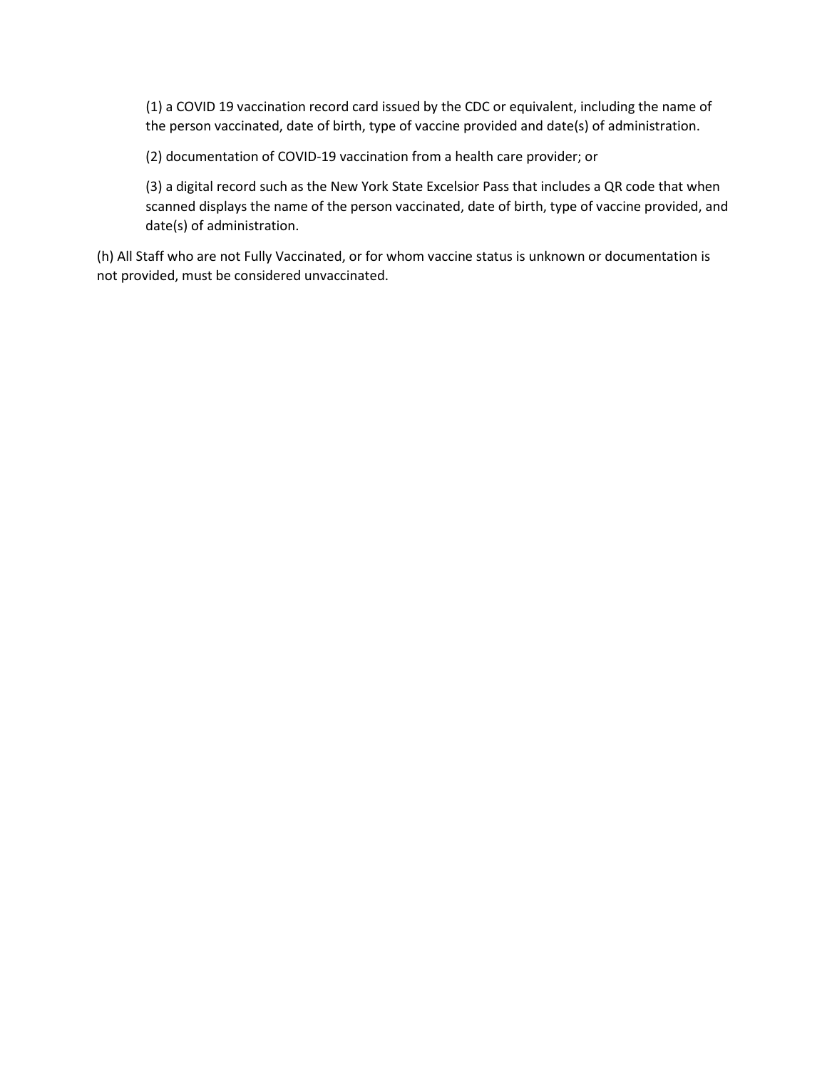(1) a COVID 19 vaccination record card issued by the CDC or equivalent, including the name of the person vaccinated, date of birth, type of vaccine provided and date(s) of administration.

(2) documentation of COVID-19 vaccination from a health care provider; or

(3) a digital record such as the New York State Excelsior Pass that includes a QR code that when scanned displays the name of the person vaccinated, date of birth, type of vaccine provided, and date(s) of administration.

(h) All Staff who are not Fully Vaccinated, or for whom vaccine status is unknown or documentation is not provided, must be considered unvaccinated.